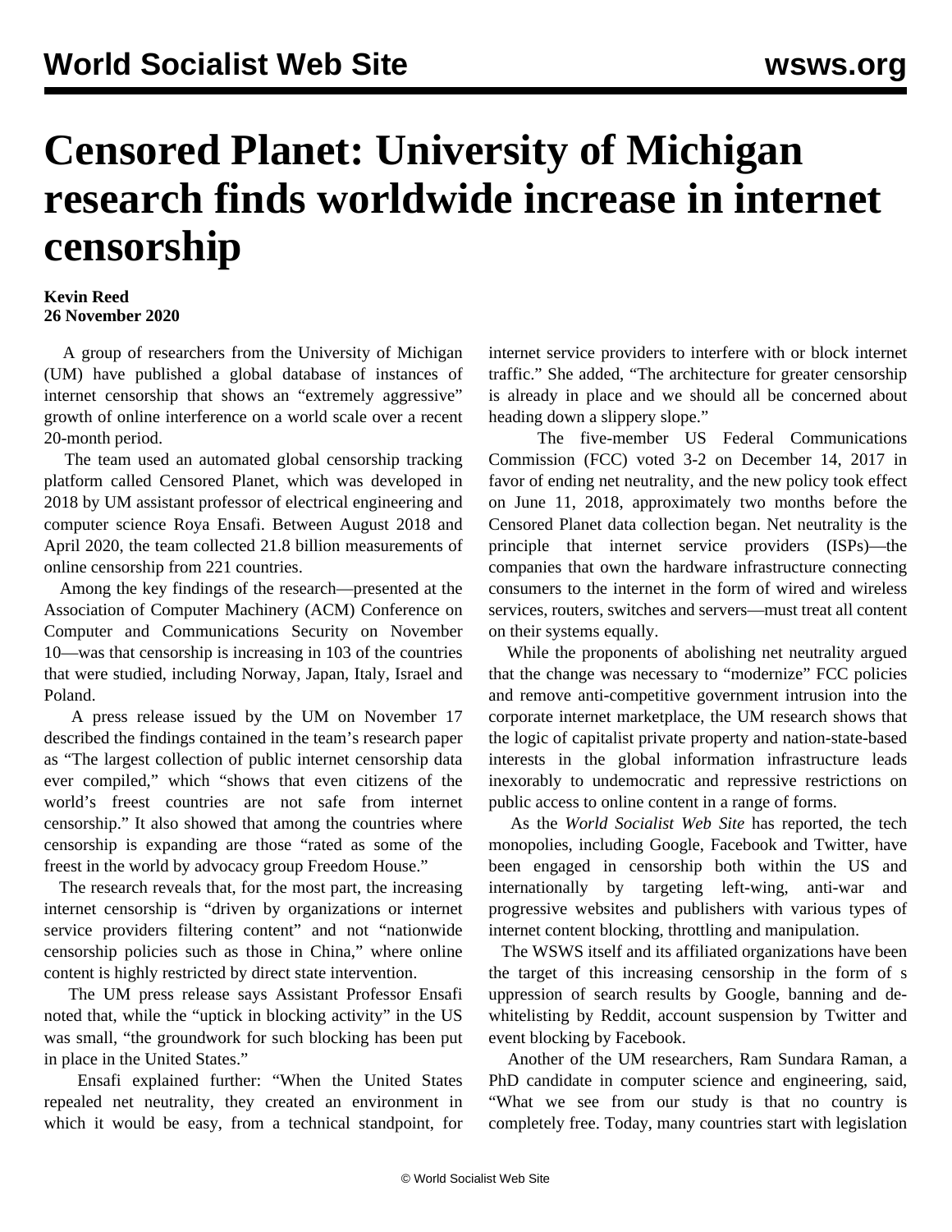# Censored Planet: University of Michigan research finds worldwide increase in internet censorship

**Kevin Reed**
**26 November 2020**

A group of researchers from the University of Michigan (UM) have published a global database of instances of internet censorship that shows an "extremely aggressive" growth of online interference on a world scale over a recent 20-month period.

The team used an automated global censorship tracking platform called Censored Planet, which was developed in 2018 by UM assistant professor of electrical engineering and computer science Roya Ensafi. Between August 2018 and April 2020, the team collected 21.8 billion measurements of online censorship from 221 countries.

Among the key findings of the research—presented at the Association of Computer Machinery (ACM) Conference on Computer and Communications Security on November 10—was that censorship is increasing in 103 of the countries that were studied, including Norway, Japan, Italy, Israel and Poland.

A press release issued by the UM on November 17 described the findings contained in the team's research paper as "The largest collection of public internet censorship data ever compiled," which "shows that even citizens of the world's freest countries are not safe from internet censorship." It also showed that among the countries where censorship is expanding are those "rated as some of the freest in the world by advocacy group Freedom House."

The research reveals that, for the most part, the increasing internet censorship is "driven by organizations or internet service providers filtering content" and not "nationwide censorship policies such as those in China," where online content is highly restricted by direct state intervention.

The UM press release says Assistant Professor Ensafi noted that, while the "uptick in blocking activity" in the US was small, "the groundwork for such blocking has been put in place in the United States."

Ensafi explained further: "When the United States repealed net neutrality, they created an environment in which it would be easy, from a technical standpoint, for internet service providers to interfere with or block internet traffic." She added, "The architecture for greater censorship is already in place and we should all be concerned about heading down a slippery slope."

The five-member US Federal Communications Commission (FCC) voted 3-2 on December 14, 2017 in favor of ending net neutrality, and the new policy took effect on June 11, 2018, approximately two months before the Censored Planet data collection began. Net neutrality is the principle that internet service providers (ISPs)—the companies that own the hardware infrastructure connecting consumers to the internet in the form of wired and wireless services, routers, switches and servers—must treat all content on their systems equally.

While the proponents of abolishing net neutrality argued that the change was necessary to "modernize" FCC policies and remove anti-competitive government intrusion into the corporate internet marketplace, the UM research shows that the logic of capitalist private property and nation-state-based interests in the global information infrastructure leads inexorably to undemocratic and repressive restrictions on public access to online content in a range of forms.

As the *World Socialist Web Site* has reported, the tech monopolies, including Google, Facebook and Twitter, have been engaged in censorship both within the US and internationally by targeting left-wing, anti-war and progressive websites and publishers with various types of internet content blocking, throttling and manipulation.

The WSWS itself and its affiliated organizations have been the target of this increasing censorship in the form of s uppression of search results by Google, banning and de-whitelisting by Reddit, account suspension by Twitter and event blocking by Facebook.

Another of the UM researchers, Ram Sundara Raman, a PhD candidate in computer science and engineering, said, "What we see from our study is that no country is completely free. Today, many countries start with legislation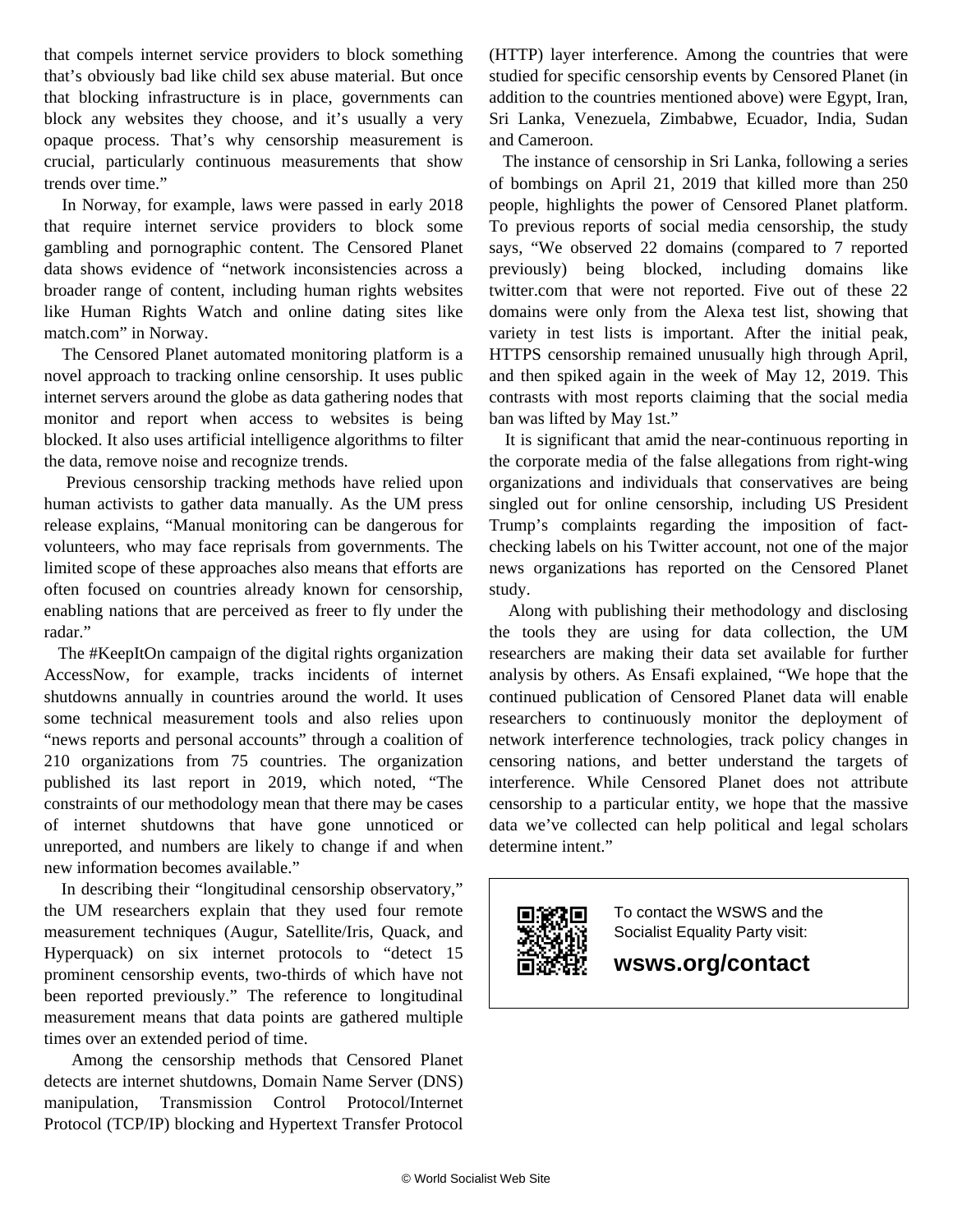that compels internet service providers to block something that's obviously bad like child sex abuse material. But once that blocking infrastructure is in place, governments can block any websites they choose, and it's usually a very opaque process. That's why censorship measurement is crucial, particularly continuous measurements that show trends over time."

In Norway, for example, laws were passed in early 2018 that require internet service providers to block some gambling and pornographic content. The Censored Planet data shows evidence of "network inconsistencies across a broader range of content, including human rights websites like Human Rights Watch and online dating sites like match.com" in Norway.

The Censored Planet automated monitoring platform is a novel approach to tracking online censorship. It uses public internet servers around the globe as data gathering nodes that monitor and report when access to websites is being blocked. It also uses artificial intelligence algorithms to filter the data, remove noise and recognize trends.

Previous censorship tracking methods have relied upon human activists to gather data manually. As the UM press release explains, "Manual monitoring can be dangerous for volunteers, who may face reprisals from governments. The limited scope of these approaches also means that efforts are often focused on countries already known for censorship, enabling nations that are perceived as freer to fly under the radar."

The #KeepItOn campaign of the digital rights organization AccessNow, for example, tracks incidents of internet shutdowns annually in countries around the world. It uses some technical measurement tools and also relies upon "news reports and personal accounts" through a coalition of 210 organizations from 75 countries. The organization published its last report in 2019, which noted, "The constraints of our methodology mean that there may be cases of internet shutdowns that have gone unnoticed or unreported, and numbers are likely to change if and when new information becomes available."

In describing their "longitudinal censorship observatory," the UM researchers explain that they used four remote measurement techniques (Augur, Satellite/Iris, Quack, and Hyperquack) on six internet protocols to "detect 15 prominent censorship events, two-thirds of which have not been reported previously." The reference to longitudinal measurement means that data points are gathered multiple times over an extended period of time.

Among the censorship methods that Censored Planet detects are internet shutdowns, Domain Name Server (DNS) manipulation, Transmission Control Protocol/Internet Protocol (TCP/IP) blocking and Hypertext Transfer Protocol (HTTP) layer interference. Among the countries that were studied for specific censorship events by Censored Planet (in addition to the countries mentioned above) were Egypt, Iran, Sri Lanka, Venezuela, Zimbabwe, Ecuador, India, Sudan and Cameroon.

The instance of censorship in Sri Lanka, following a series of bombings on April 21, 2019 that killed more than 250 people, highlights the power of Censored Planet platform. To previous reports of social media censorship, the study says, "We observed 22 domains (compared to 7 reported previously) being blocked, including domains like twitter.com that were not reported. Five out of these 22 domains were only from the Alexa test list, showing that variety in test lists is important. After the initial peak, HTTPS censorship remained unusually high through April, and then spiked again in the week of May 12, 2019. This contrasts with most reports claiming that the social media ban was lifted by May 1st."

It is significant that amid the near-continuous reporting in the corporate media of the false allegations from right-wing organizations and individuals that conservatives are being singled out for online censorship, including US President Trump's complaints regarding the imposition of fact-checking labels on his Twitter account, not one of the major news organizations has reported on the Censored Planet study.

Along with publishing their methodology and disclosing the tools they are using for data collection, the UM researchers are making their data set available for further analysis by others. As Ensafi explained, "We hope that the continued publication of Censored Planet data will enable researchers to continuously monitor the deployment of network interference technologies, track policy changes in censoring nations, and better understand the targets of interference. While Censored Planet does not attribute censorship to a particular entity, we hope that the massive data we've collected can help political and legal scholars determine intent."

To contact the WSWS and the Socialist Equality Party visit:

**wsws.org/contact**